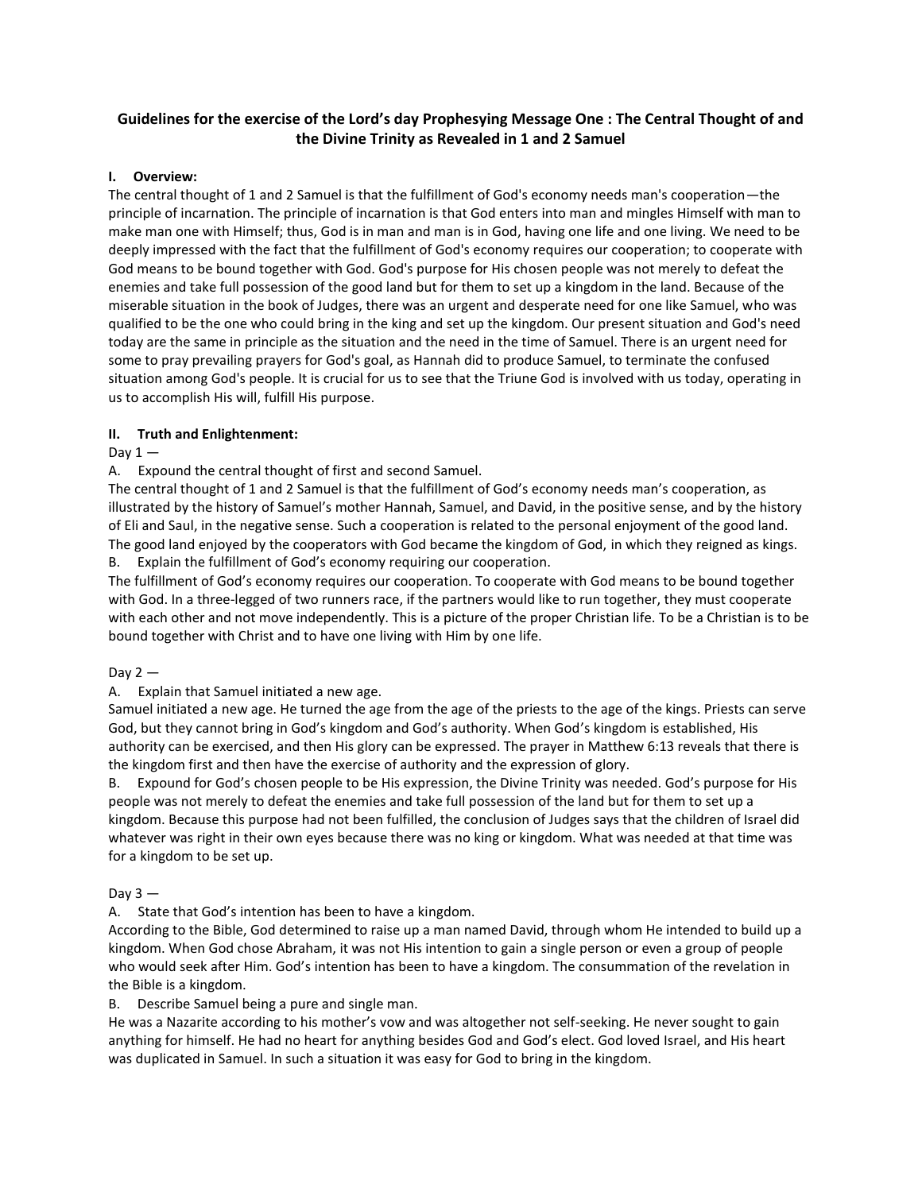# Guidelines for the exercise of the Lord's day Prophesying Message One : The Central Thought of and the Divine Trinity as Revealed in 1 and 2 Samuel

## I. Overview:

The central thought of 1 and 2 Samuel is that the fulfillment of God's economy needs man's cooperation—the principle of incarnation. The principle of incarnation is that God enters into man and mingles Himself with man to make man one with Himself; thus, God is in man and man is in God, having one life and one living. We need to be deeply impressed with the fact that the fulfillment of God's economy requires our cooperation; to cooperate with God means to be bound together with God. God's purpose for His chosen people was not merely to defeat the enemies and take full possession of the good land but for them to set up a kingdom in the land. Because of the miserable situation in the book of Judges, there was an urgent and desperate need for one like Samuel, who was qualified to be the one who could bring in the king and set up the kingdom. Our present situation and God's need today are the same in principle as the situation and the need in the time of Samuel. There is an urgent need for some to pray prevailing prayers for God's goal, as Hannah did to produce Samuel, to terminate the confused situation among God's people. It is crucial for us to see that the Triune God is involved with us today, operating in us to accomplish His will, fulfill His purpose.

## II. Truth and Enlightenment:

Day 1 —

A. Expound the central thought of first and second Samuel.

The central thought of 1 and 2 Samuel is that the fulfillment of God's economy needs man's cooperation, as illustrated by the history of Samuel's mother Hannah, Samuel, and David, in the positive sense, and by the history of Eli and Saul, in the negative sense. Such a cooperation is related to the personal enjoyment of the good land. The good land enjoyed by the cooperators with God became the kingdom of God, in which they reigned as kings.

B. Explain the fulfillment of God's economy requiring our cooperation.

The fulfillment of God's economy requires our cooperation. To cooperate with God means to be bound together with God. In a three-legged of two runners race, if the partners would like to run together, they must cooperate with each other and not move independently. This is a picture of the proper Christian life. To be a Christian is to be bound together with Christ and to have one living with Him by one life.

Day 2 —

A. Explain that Samuel initiated a new age.

Samuel initiated a new age. He turned the age from the age of the priests to the age of the kings. Priests can serve God, but they cannot bring in God's kingdom and God's authority. When God's kingdom is established, His authority can be exercised, and then His glory can be expressed. The prayer in Matthew 6:13 reveals that there is the kingdom first and then have the exercise of authority and the expression of glory.

B. Expound for God's chosen people to be His expression, the Divine Trinity was needed. God's purpose for His people was not merely to defeat the enemies and take full possession of the land but for them to set up a kingdom. Because this purpose had not been fulfilled, the conclusion of Judges says that the children of Israel did whatever was right in their own eyes because there was no king or kingdom. What was needed at that time was for a kingdom to be set up.

Day 3 —

A. State that God's intention has been to have a kingdom.

According to the Bible, God determined to raise up a man named David, through whom He intended to build up a kingdom. When God chose Abraham, it was not His intention to gain a single person or even a group of people who would seek after Him. God's intention has been to have a kingdom. The consummation of the revelation in the Bible is a kingdom.

B. Describe Samuel being a pure and single man.

He was a Nazarite according to his mother's vow and was altogether not self-seeking. He never sought to gain anything for himself. He had no heart for anything besides God and God's elect. God loved Israel, and His heart was duplicated in Samuel. In such a situation it was easy for God to bring in the kingdom.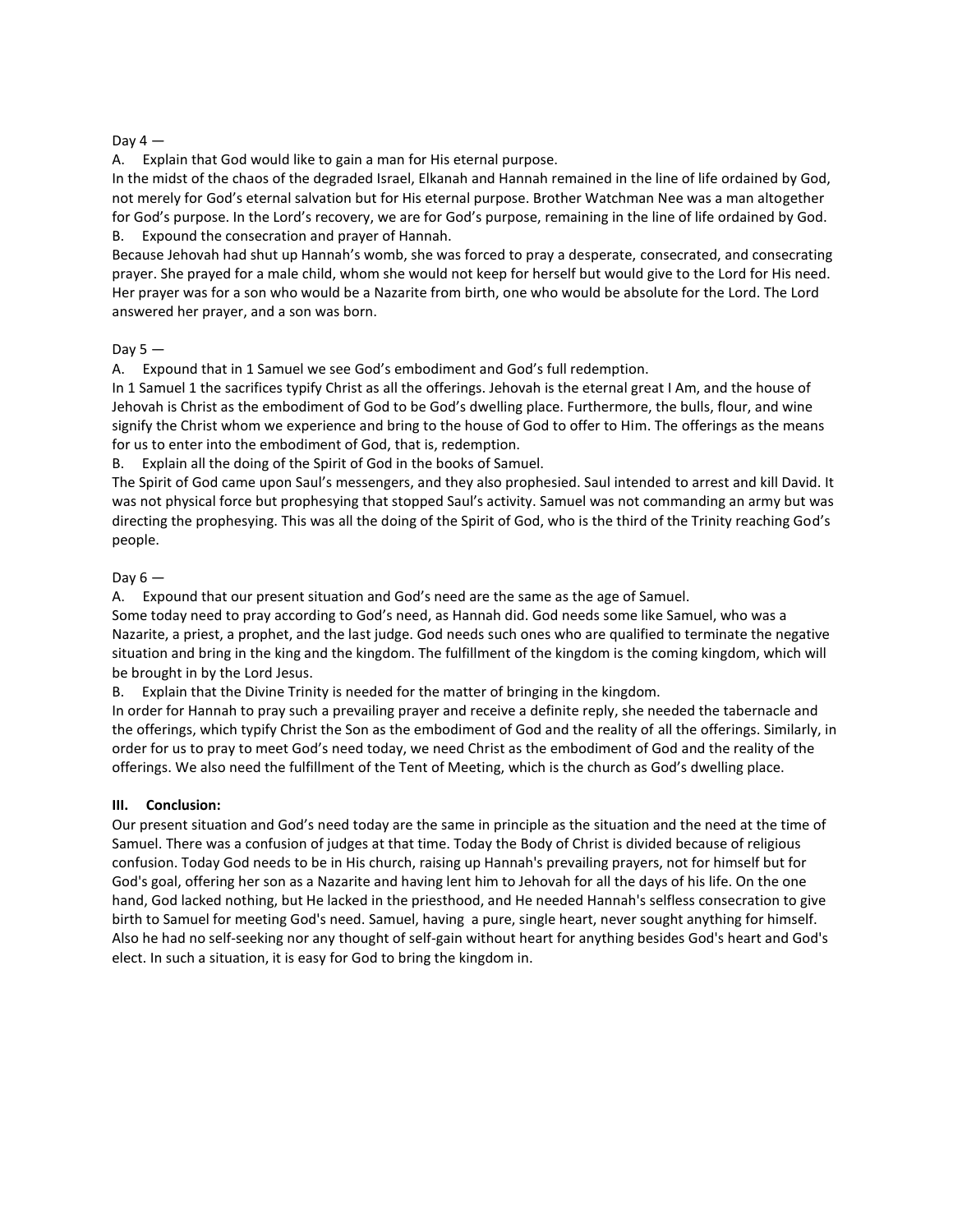Day 4 —

A. Explain that God would like to gain a man for His eternal purpose.

In the midst of the chaos of the degraded Israel, Elkanah and Hannah remained in the line of life ordained by God, not merely for God's eternal salvation but for His eternal purpose. Brother Watchman Nee was a man altogether for God's purpose. In the Lord's recovery, we are for God's purpose, remaining in the line of life ordained by God.

B. Expound the consecration and prayer of Hannah.

Because Jehovah had shut up Hannah's womb, she was forced to pray a desperate, consecrated, and consecrating prayer. She prayed for a male child, whom she would not keep for herself but would give to the Lord for His need. Her prayer was for a son who would be a Nazarite from birth, one who would be absolute for the Lord. The Lord answered her prayer, and a son was born.

Day 5 —

A. Expound that in 1 Samuel we see God's embodiment and God's full redemption.

In 1 Samuel 1 the sacrifices typify Christ as all the offerings. Jehovah is the eternal great I Am, and the house of Jehovah is Christ as the embodiment of God to be God's dwelling place. Furthermore, the bulls, flour, and wine signify the Christ whom we experience and bring to the house of God to offer to Him. The offerings as the means for us to enter into the embodiment of God, that is, redemption.

B. Explain all the doing of the Spirit of God in the books of Samuel.

The Spirit of God came upon Saul's messengers, and they also prophesied. Saul intended to arrest and kill David. It was not physical force but prophesying that stopped Saul's activity. Samuel was not commanding an army but was directing the prophesying. This was all the doing of the Spirit of God, who is the third of the Trinity reaching God's people.

Day 6 —

A. Expound that our present situation and God's need are the same as the age of Samuel.

Some today need to pray according to God's need, as Hannah did. God needs some like Samuel, who was a Nazarite, a priest, a prophet, and the last judge. God needs such ones who are qualified to terminate the negative situation and bring in the king and the kingdom. The fulfillment of the kingdom is the coming kingdom, which will be brought in by the Lord Jesus.

B. Explain that the Divine Trinity is needed for the matter of bringing in the kingdom.

In order for Hannah to pray such a prevailing prayer and receive a definite reply, she needed the tabernacle and the offerings, which typify Christ the Son as the embodiment of God and the reality of all the offerings. Similarly, in order for us to pray to meet God's need today, we need Christ as the embodiment of God and the reality of the offerings. We also need the fulfillment of the Tent of Meeting, which is the church as God's dwelling place.

**III. Conclusion:**

Our present situation and God's need today are the same in principle as the situation and the need at the time of Samuel. There was a confusion of judges at that time. Today the Body of Christ is divided because of religious confusion. Today God needs to be in His church, raising up Hannah's prevailing prayers, not for himself but for God's goal, offering her son as a Nazarite and having lent him to Jehovah for all the days of his life. On the one hand, God lacked nothing, but He lacked in the priesthood, and He needed Hannah's selfless consecration to give birth to Samuel for meeting God's need. Samuel, having a pure, single heart, never sought anything for himself. Also he had no self-seeking nor any thought of self-gain without heart for anything besides God's heart and God's elect. In such a situation, it is easy for God to bring the kingdom in.